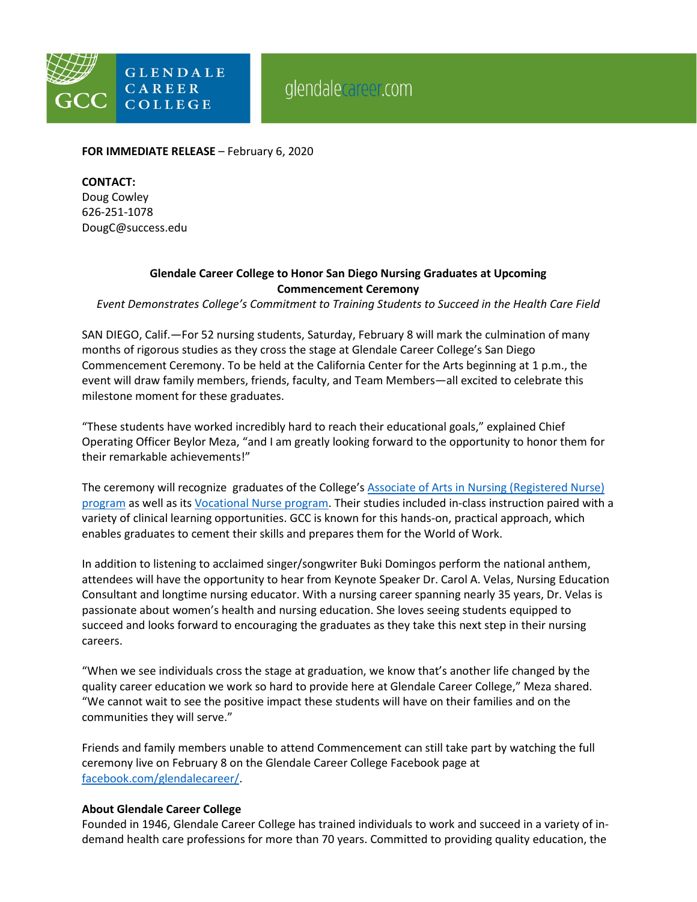GLENDALE CAREER COLLEGE

glendalecareer.com

**FOR IMMEDIATE RELEASE** – February 6, 2020

**CONTACT:**
Doug Cowley
626-251-1078
DougC@success.edu

**Glendale Career College to Honor San Diego Nursing Graduates at Upcoming Commencement Ceremony**

*Event Demonstrates College's Commitment to Training Students to Succeed in the Health Care Field*

SAN DIEGO, Calif.—For 52 nursing students, Saturday, February 8 will mark the culmination of many months of rigorous studies as they cross the stage at Glendale Career College's San Diego Commencement Ceremony. To be held at the California Center for the Arts beginning at 1 p.m., the event will draw family members, friends, faculty, and Team Members—all excited to celebrate this milestone moment for these graduates.

"These students have worked incredibly hard to reach their educational goals," explained Chief Operating Officer Beylor Meza, "and I am greatly looking forward to the opportunity to honor them for their remarkable achievements!"

The ceremony will recognize graduates of the College's Associate of Arts in Nursing (Registered Nurse) program as well as its Vocational Nurse program. Their studies included in-class instruction paired with a variety of clinical learning opportunities. GCC is known for this hands-on, practical approach, which enables graduates to cement their skills and prepares them for the World of Work.

In addition to listening to acclaimed singer/songwriter Buki Domingos perform the national anthem, attendees will have the opportunity to hear from Keynote Speaker Dr. Carol A. Velas, Nursing Education Consultant and longtime nursing educator. With a nursing career spanning nearly 35 years, Dr. Velas is passionate about women's health and nursing education. She loves seeing students equipped to succeed and looks forward to encouraging the graduates as they take this next step in their nursing careers.

"When we see individuals cross the stage at graduation, we know that's another life changed by the quality career education we work so hard to provide here at Glendale Career College," Meza shared. "We cannot wait to see the positive impact these students will have on their families and on the communities they will serve."

Friends and family members unable to attend Commencement can still take part by watching the full ceremony live on February 8 on the Glendale Career College Facebook page at facebook.com/glendalecareer/.

**About Glendale Career College**

Founded in 1946, Glendale Career College has trained individuals to work and succeed in a variety of in-demand health care professions for more than 70 years. Committed to providing quality education, the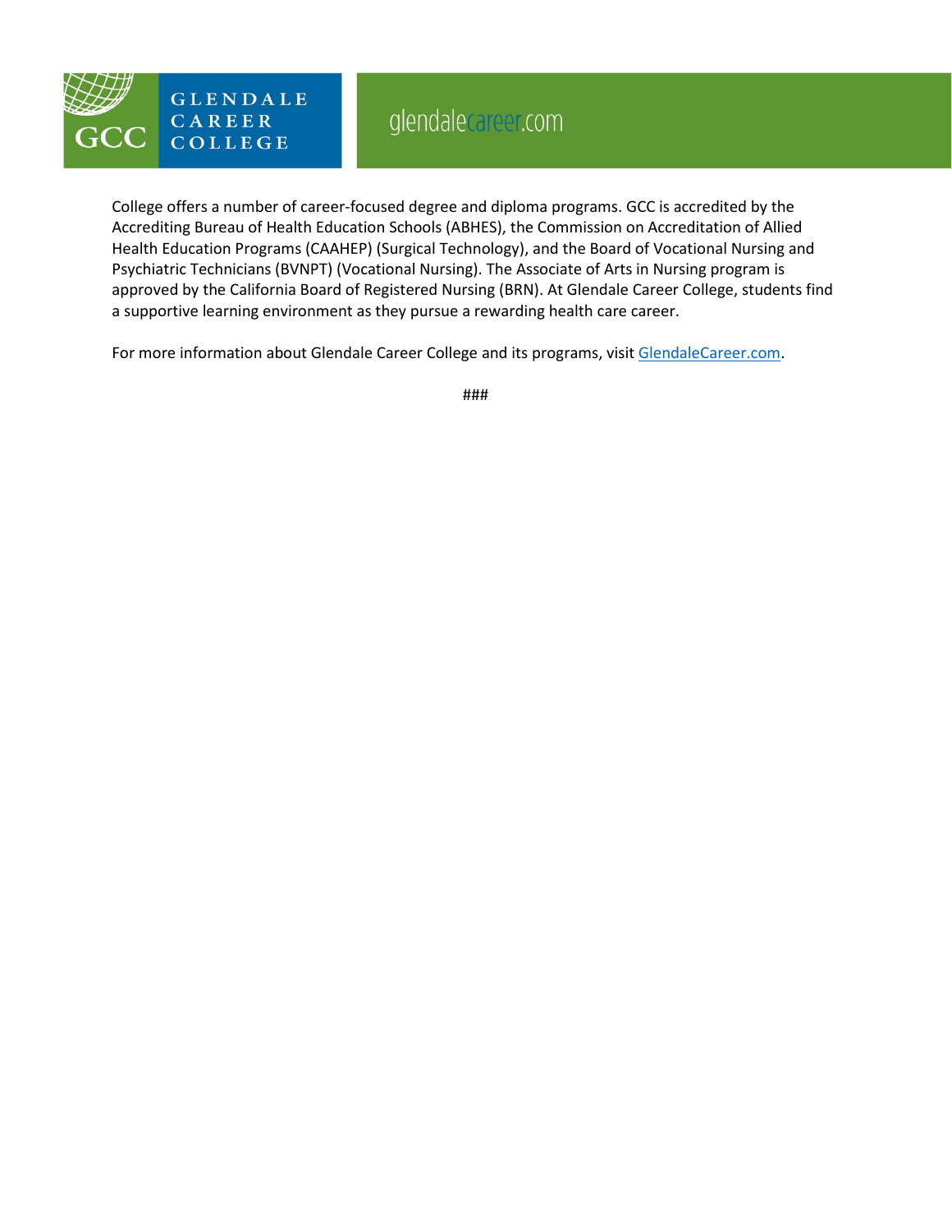College offers a number of career-focused degree and diploma programs. GCC is accredited by the Accrediting Bureau of Health Education Schools (ABHES), the Commission on Accreditation of Allied Health Education Programs (CAAHEP) (Surgical Technology), and the Board of Vocational Nursing and Psychiatric Technicians (BVNPT) (Vocational Nursing). The Associate of Arts in Nursing program is approved by the California Board of Registered Nursing (BRN). At Glendale Career College, students find a supportive learning environment as they pursue a rewarding health care career.

For more information about Glendale Career College and its programs, visit [GlendaleCareer.com](http://GlendaleCareer.com).

###